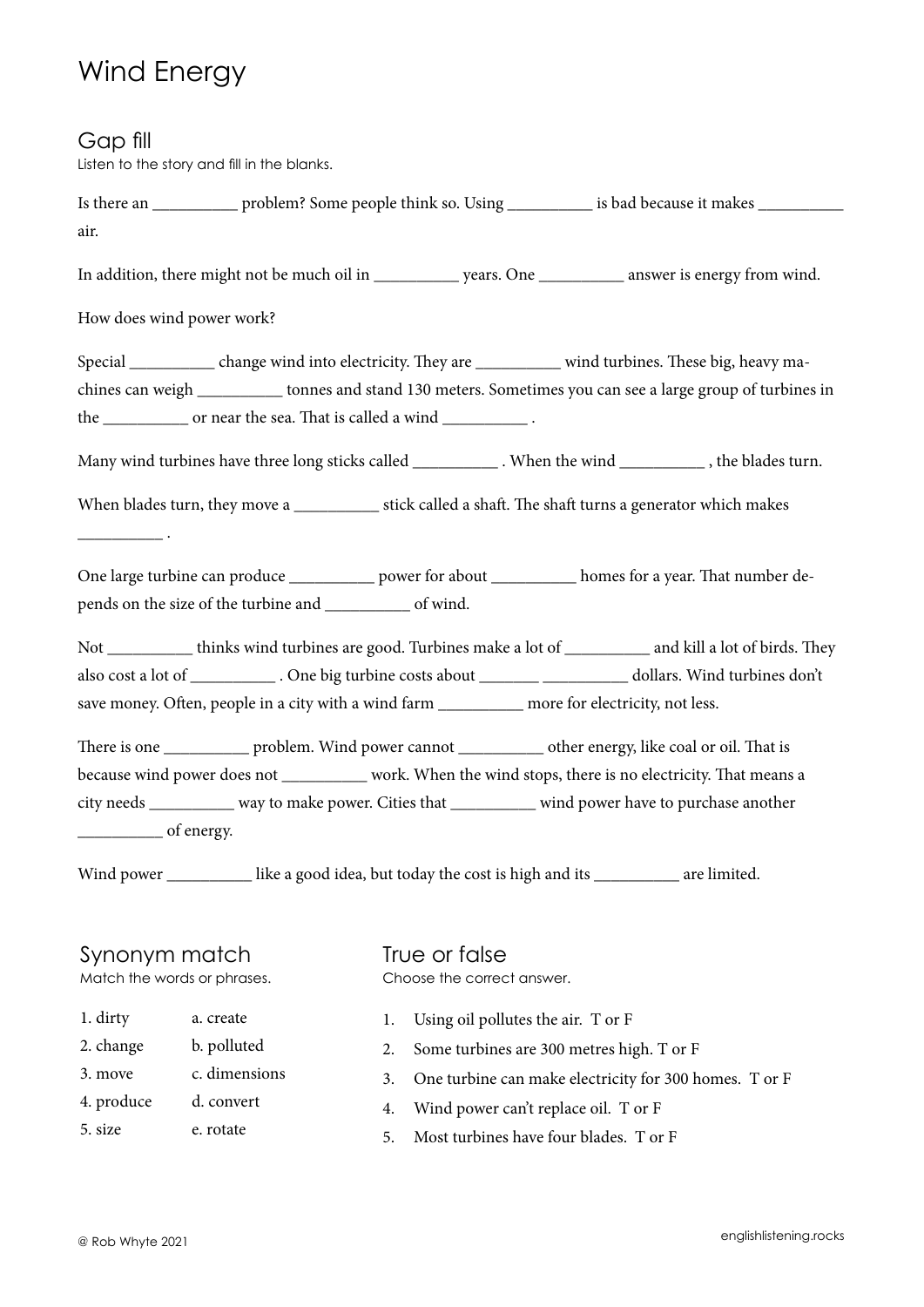# Wind Energy

## Gap fill

Listen to the story and fill in the blanks.

Is there an __________ problem? Some people think so. Using __________ is bad because it makes __________ air.

In addition, there might not be much oil in __________ years. One __________ answer is energy from wind.

How does wind power work?

Special __________ change wind into electricity. They are __________ wind turbines. These big, heavy machines can weigh __________ tonnes and stand 130 meters. Sometimes you can see a large group of turbines in the __________ or near the sea. That is called a wind __________ .

Many wind turbines have three long sticks called __________ . When the wind __________ , the blades turn.

When blades turn, they move a __________ stick called a shaft. The shaft turns a generator which makes __________ .

One large turbine can produce __________ power for about __________ homes for a year. That number depends on the size of the turbine and __________ of wind.

Not __________ thinks wind turbines are good. Turbines make a lot of __________ and kill a lot of birds. They also cost a lot of __________ . One big turbine costs about _______ __________ dollars. Wind turbines don't save money. Often, people in a city with a wind farm __________ more for electricity, not less.

There is one __________ problem. Wind power cannot __________ other energy, like coal or oil. That is because wind power does not __________ work. When the wind stops, there is no electricity. That means a city needs __________ way to make power. Cities that __________ wind power have to purchase another __________ of energy.

Wind power __________ like a good idea, but today the cost is high and its __________ are limited.

## Synonym match

Match the words or phrases.

| | |
|---|---|
| 1. dirty | a. create |
| 2. change | b. polluted |
| 3. move | c. dimensions |
| 4. produce | d. convert |
| 5. size | e. rotate |

## True or false

Choose the correct answer.

1. Using oil pollutes the air. T or F
2. Some turbines are 300 metres high. T or F
3. One turbine can make electricity for 300 homes. T or F
4. Wind power can't replace oil. T or F
5. Most turbines have four blades. T or F

© Rob Whyte 2021

englishlistening.rocks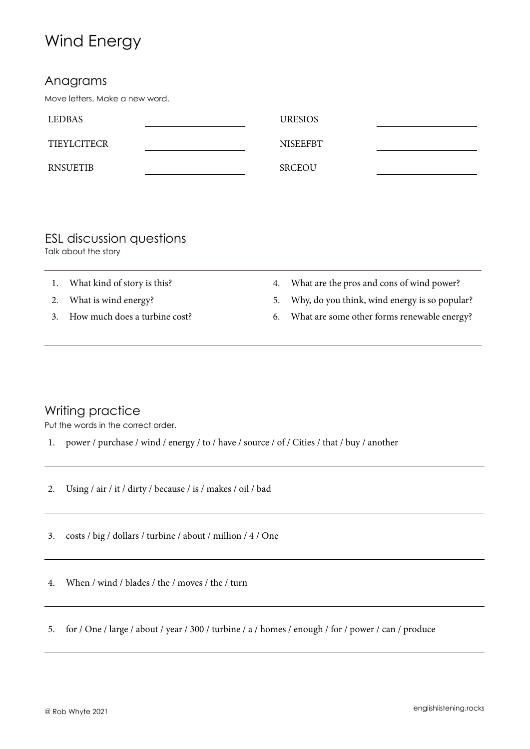# Wind Energy

## Anagrams

Move letters. Make a new word.

| | | | |
|---|---|---|---|
| LEDBAS | ____________ | URESIOS | ____________ |
| TIEYLCITECR | ____________ | NISEEFBT | ____________ |
| RNSUETIB | ____________ | SRCEOU | ____________ |

## ESL discussion questions

Talk about the story

1. What kind of story is this?
2. What is wind energy?
3. How much does a turbine cost?
4. What are the pros and cons of wind power?
5. Why, do you think, wind energy is so popular?
6. What are some other forms renewable energy?

## Writing practice

Put the words in the correct order.

1. power / purchase / wind / energy / to / have / source / of / Cities / that / buy / another

2. Using / air / it / dirty / because / is / makes / oil / bad

3. costs / big / dollars / turbine / about / million / 4 / One

4. When / wind / blades / the / moves / the / turn

5. for / One / large / about / year / 300 / turbine / a / homes / enough / for / power / can / produce

© Rob Whyte 2021

englishlistening.rocks